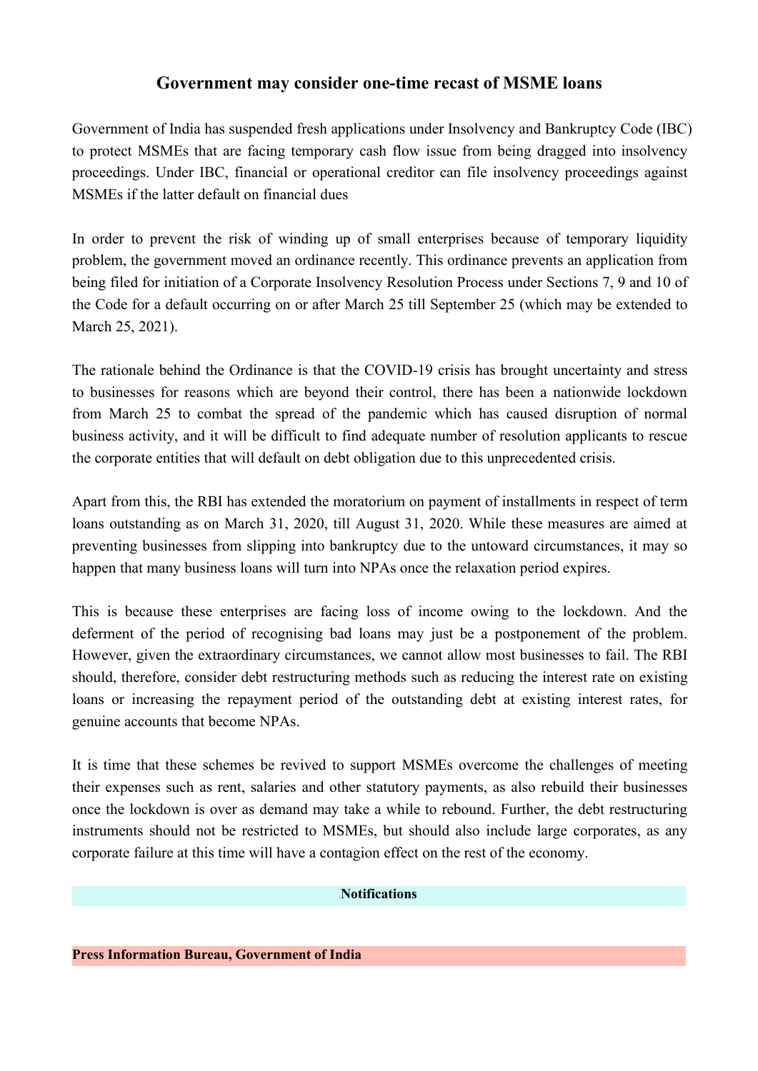# Government may consider one-time recast of MSME loans

Government of India has suspended fresh applications under Insolvency and Bankruptcy Code (IBC) to protect MSMEs that are facing temporary cash flow issue from being dragged into insolvency proceedings. Under IBC, financial or operational creditor can file insolvency proceedings against MSMEs if the latter default on financial dues

In order to prevent the risk of winding up of small enterprises because of temporary liquidity problem, the government moved an ordinance recently. This ordinance prevents an application from being filed for initiation of a Corporate Insolvency Resolution Process under Sections 7, 9 and 10 of the Code for a default occurring on or after March 25 till September 25 (which may be extended to March 25, 2021).

The rationale behind the Ordinance is that the COVID-19 crisis has brought uncertainty and stress to businesses for reasons which are beyond their control, there has been a nationwide lockdown from March 25 to combat the spread of the pandemic which has caused disruption of normal business activity, and it will be difficult to find adequate number of resolution applicants to rescue the corporate entities that will default on debt obligation due to this unprecedented crisis.

Apart from this, the RBI has extended the moratorium on payment of installments in respect of term loans outstanding as on March 31, 2020, till August 31, 2020. While these measures are aimed at preventing businesses from slipping into bankruptcy due to the untoward circumstances, it may so happen that many business loans will turn into NPAs once the relaxation period expires.

This is because these enterprises are facing loss of income owing to the lockdown. And the deferment of the period of recognising bad loans may just be a postponement of the problem. However, given the extraordinary circumstances, we cannot allow most businesses to fail. The RBI should, therefore, consider debt restructuring methods such as reducing the interest rate on existing loans or increasing the repayment period of the outstanding debt at existing interest rates, for genuine accounts that become NPAs.

It is time that these schemes be revived to support MSMEs overcome the challenges of meeting their expenses such as rent, salaries and other statutory payments, as also rebuild their businesses once the lockdown is over as demand may take a while to rebound. Further, the debt restructuring instruments should not be restricted to MSMEs, but should also include large corporates, as any corporate failure at this time will have a contagion effect on the rest of the economy.

**Notifications**

**Press Information Bureau, Government of India**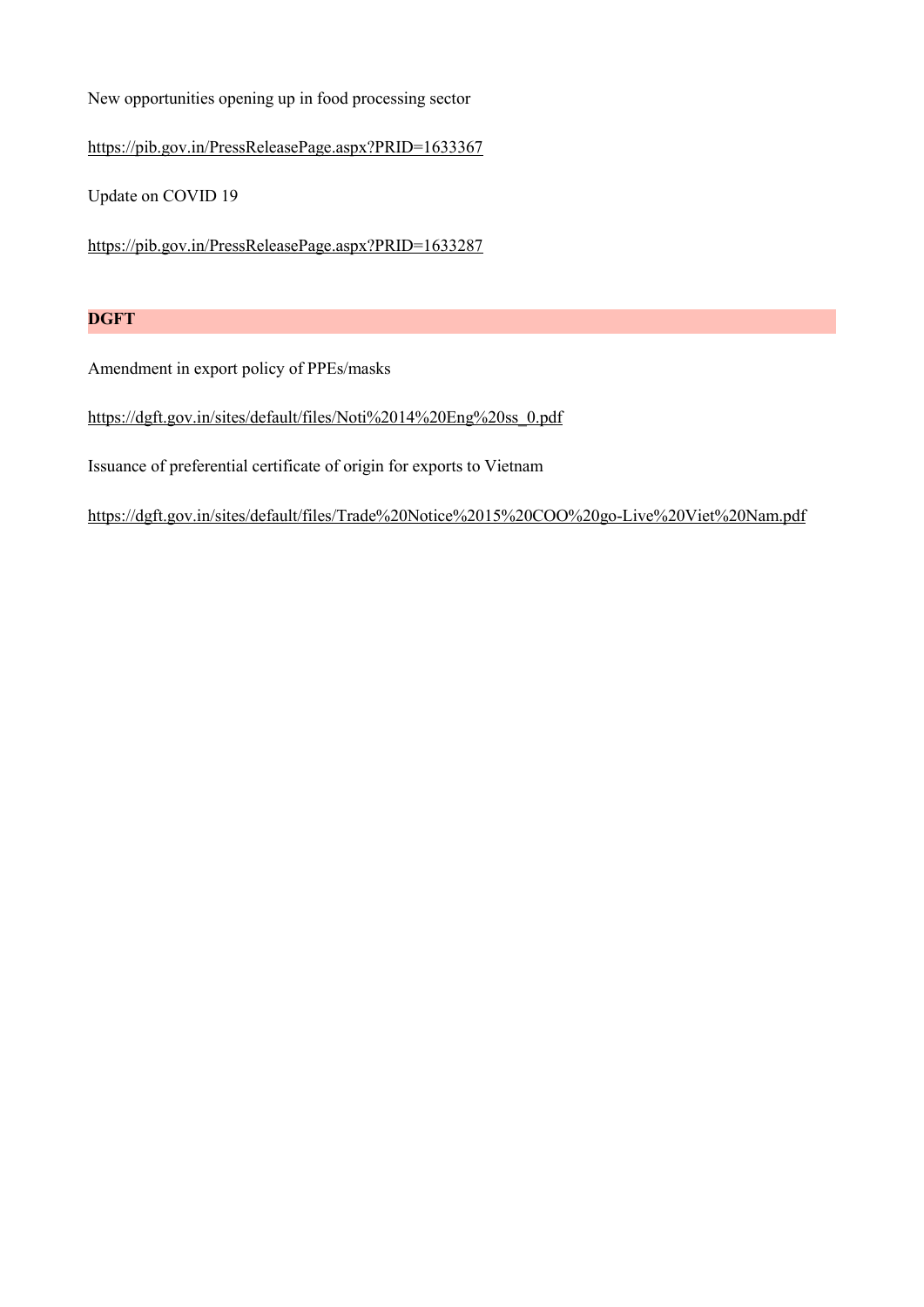New opportunities opening up in food processing sector

https://pib.gov.in/PressReleasePage.aspx?PRID=1633367

Update on COVID 19

https://pib.gov.in/PressReleasePage.aspx?PRID=1633287

## DGFT

Amendment in export policy of PPEs/masks

https://dgft.gov.in/sites/default/files/Noti%2014%20Eng%20ss_0.pdf

Issuance of preferential certificate of origin for exports to Vietnam

https://dgft.gov.in/sites/default/files/Trade%20Notice%2015%20COO%20go-Live%20Viet%20Nam.pdf